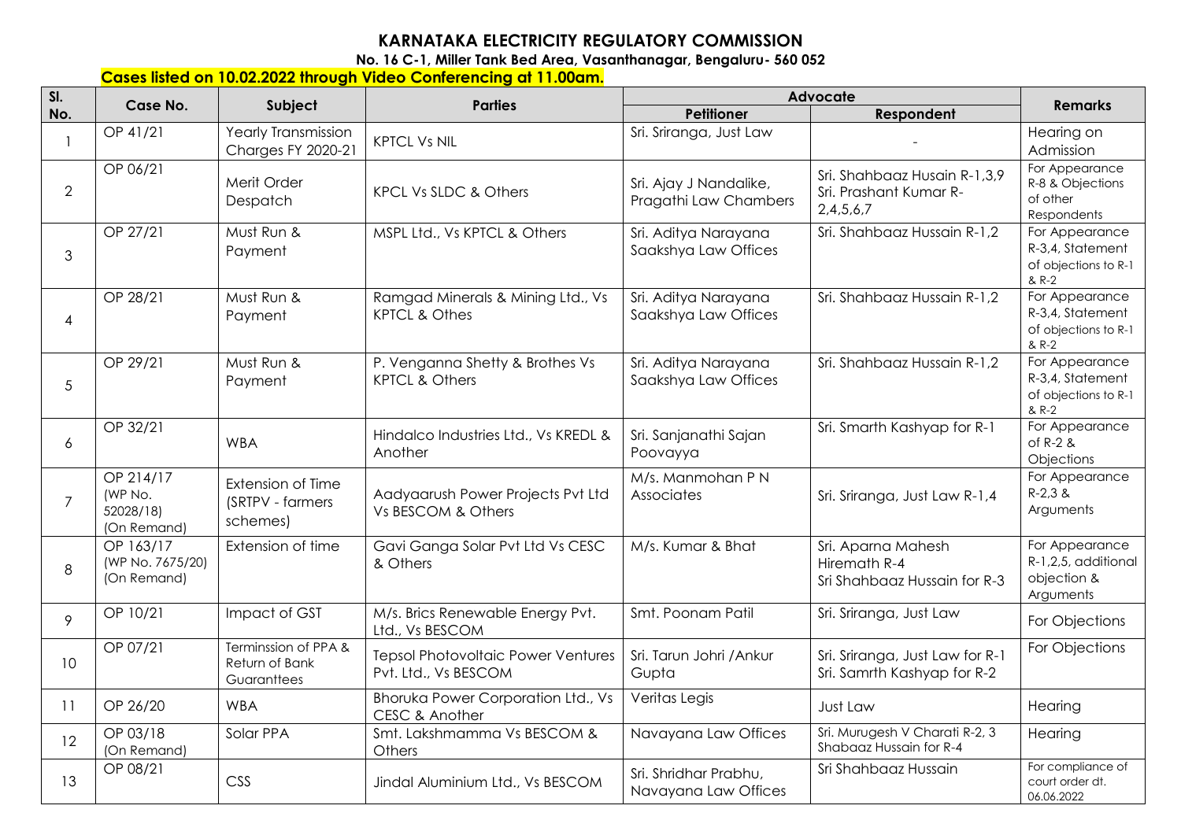# KARNATAKA ELECTRICITY REGULATORY COMMISSION

**No. 16 C-1, Miller Tank Bed Area, Vasanthanagar, Bengaluru- 560 052**

**Cases listed on 10.02.2022 through Video Conferencing at 11.00am.**

| Sl. No. | Case No. | Subject | Parties | Advocate | | Remarks |
|---|---|---|---|---|---|---|
| | | | | Petitioner | Respondent | |
| 1 | OP 41/21 | Yearly Transmission Charges FY 2020-21 | KPTCL Vs NIL | Sri. Sriranga, Just Law | - | Hearing on Admission |
| 2 | OP 06/21 | Merit Order Despatch | KPCL Vs SLDC & Others | Sri. Ajay J Nandalike, Pragathi Law Chambers | Sri. Shahbaaz Husain R-1,3,9 Sri. Prashant Kumar R-2,4,5,6,7 | For Appearance R-8 & Objections of other Respondents |
| 3 | OP 27/21 | Must Run & Payment | MSPL Ltd., Vs KPTCL & Others | Sri. Aditya Narayana Saakshya Law Offices | Sri. Shahbaaz Hussain R-1,2 | For Appearance R-3,4, Statement of objections to R-1 & R-2 |
| 4 | OP 28/21 | Must Run & Payment | Ramgad Minerals & Mining Ltd., Vs KPTCL & Othes | Sri. Aditya Narayana Saakshya Law Offices | Sri. Shahbaaz Hussain R-1,2 | For Appearance R-3,4, Statement of objections to R-1 & R-2 |
| 5 | OP 29/21 | Must Run & Payment | P. Venganna Shetty & Brothes Vs KPTCL & Others | Sri. Aditya Narayana Saakshya Law Offices | Sri. Shahbaaz Hussain R-1,2 | For Appearance R-3,4, Statement of objections to R-1 & R-2 |
| 6 | OP 32/21 | WBA | Hindalco Industries Ltd., Vs KREDL & Another | Sri. Sanjanathi Sajan Poovayya | Sri. Smarth Kashyap for R-1 | For Appearance of R-2 & Objections |
| 7 | OP 214/17 (WP No. 52028/18) (On Remand) | Extension of Time (SRTPV - farmers schemes) | Aadyaarush Power Projects Pvt Ltd Vs BESCOM & Others | M/s. Manmohan P N Associates | Sri. Sriranga, Just Law R-1,4 | For Appearance R-2,3 & Arguments |
| 8 | OP 163/17 (WP No. 7675/20) (On Remand) | Extension of time | Gavi Ganga Solar Pvt Ltd Vs CESC & Others | M/s. Kumar & Bhat | Sri. Aparna Mahesh Hiremath R-4 Sri Shahbaaz Hussain for R-3 | For Appearance R-1,2,5, additional objection & Arguments |
| 9 | OP 10/21 | Impact of GST | M/s. Brics Renewable Energy Pvt. Ltd., Vs BESCOM | Smt. Poonam Patil | Sri. Sriranga, Just Law | For Objections |
| 10 | OP 07/21 | Terminssion of PPA & Return of Bank Guaranttees | Tepsol Photovoltaic Power Ventures Pvt. Ltd., Vs BESCOM | Sri. Tarun Johri /Ankur Gupta | Sri. Sriranga, Just Law for R-1 Sri. Samrth Kashyap for R-2 | For Objections |
| 11 | OP 26/20 | WBA | Bhoruka Power Corporation Ltd., Vs CESC & Another | Veritas Legis | Just Law | Hearing |
| 12 | OP 03/18 (On Remand) | Solar PPA | Smt. Lakshmamma Vs BESCOM & Others | Navayana Law Offices | Sri. Murugesh V Charati R-2, 3 Shabaaz Hussain for R-4 | Hearing |
| 13 | OP 08/21 | CSS | Jindal Aluminium Ltd., Vs BESCOM | Sri. Shridhar Prabhu, Navayana Law Offices | Sri Shahbaaz Hussain | For compliance of court order dt. 06.06.2022 |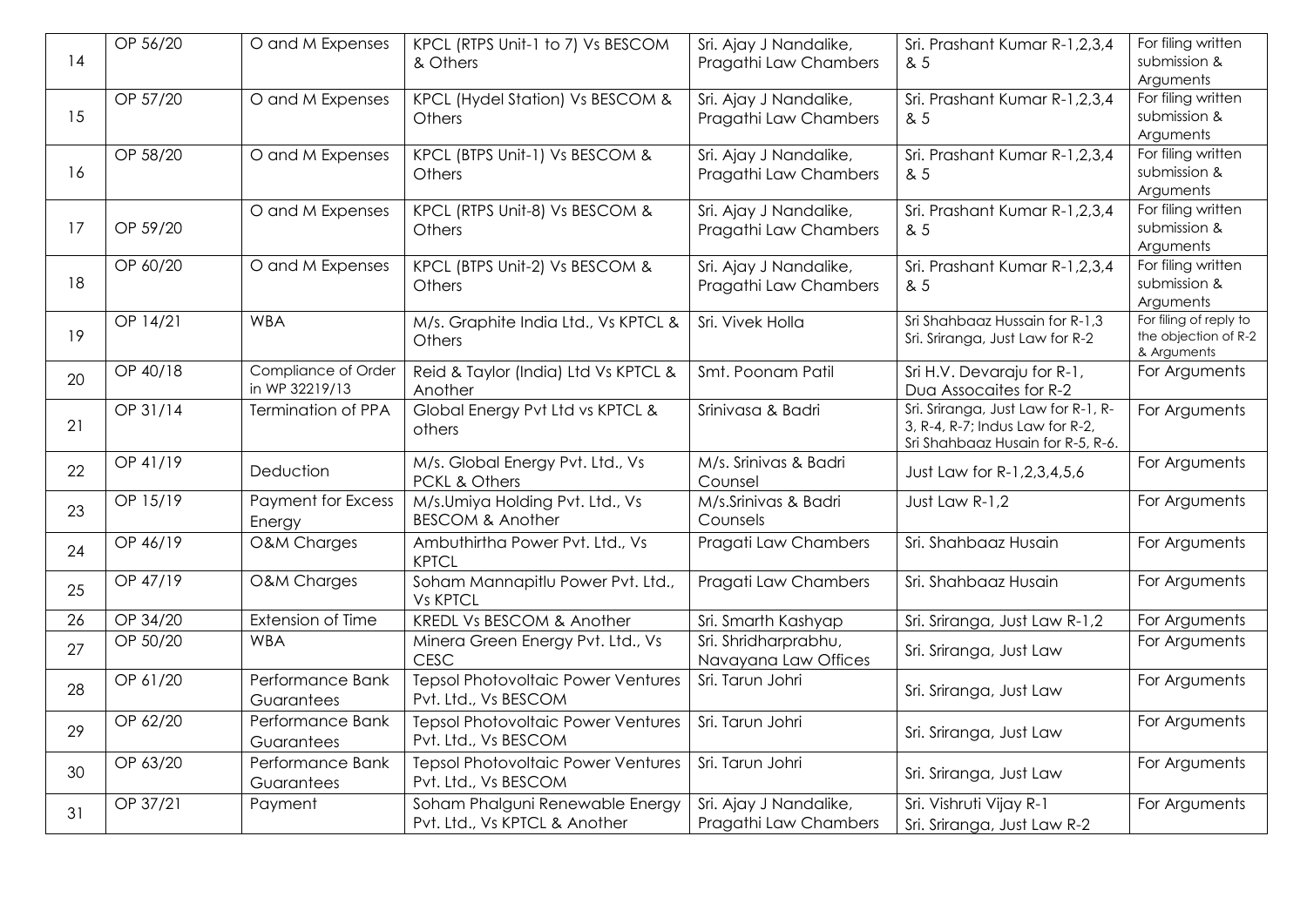| | | | | | |
|---|---|---|---|---|---|
| 14 | OP 56/20 | O and M Expenses | KPCL (RTPS Unit-1 to 7) Vs BESCOM & Others | Sri. Ajay J Nandalike, Pragathi Law Chambers | Sri. Prashant Kumar R-1,2,3,4 & 5 | For filing written submission & Arguments |
| 15 | OP 57/20 | O and M Expenses | KPCL (Hydel Station) Vs BESCOM & Others | Sri. Ajay J Nandalike, Pragathi Law Chambers | Sri. Prashant Kumar R-1,2,3,4 & 5 | For filing written submission & Arguments |
| 16 | OP 58/20 | O and M Expenses | KPCL (BTPS Unit-1) Vs BESCOM & Others | Sri. Ajay J Nandalike, Pragathi Law Chambers | Sri. Prashant Kumar R-1,2,3,4 & 5 | For filing written submission & Arguments |
| 17 | OP 59/20 | O and M Expenses | KPCL (RTPS Unit-8) Vs BESCOM & Others | Sri. Ajay J Nandalike, Pragathi Law Chambers | Sri. Prashant Kumar R-1,2,3,4 & 5 | For filing written submission & Arguments |
| 18 | OP 60/20 | O and M Expenses | KPCL (BTPS Unit-2) Vs BESCOM & Others | Sri. Ajay J Nandalike, Pragathi Law Chambers | Sri. Prashant Kumar R-1,2,3,4 & 5 | For filing written submission & Arguments |
| 19 | OP 14/21 | WBA | M/s. Graphite India Ltd., Vs KPTCL & Others | Sri. Vivek Holla | Sri Shahbaaz Hussain for R-1,3 Sri. Sriranga, Just Law for R-2 | For filing of reply to the objection of R-2 & Arguments |
| 20 | OP 40/18 | Compliance of Order in WP 32219/13 | Reid & Taylor (India) Ltd Vs KPTCL & Another | Smt. Poonam Patil | Sri H.V. Devaraju for R-1, Dua Assocaites for R-2 | For Arguments |
| 21 | OP 31/14 | Termination of PPA | Global Energy Pvt Ltd vs KPTCL & others | Srinivasa & Badri | Sri. Sriranga, Just Law for R-1, R-3, R-4, R-7; Indus Law for R-2, Sri Shahbaaz Husain for R-5, R-6. | For Arguments |
| 22 | OP 41/19 | Deduction | M/s. Global Energy Pvt. Ltd., Vs PCKL & Others | M/s. Srinivas & Badri Counsel | Just Law for R-1,2,3,4,5,6 | For Arguments |
| 23 | OP 15/19 | Payment for Excess Energy | M/s.Umiya Holding Pvt. Ltd., Vs BESCOM & Another | M/s.Srinivas & Badri Counsels | Just Law R-1,2 | For Arguments |
| 24 | OP 46/19 | O&M Charges | Ambuthirtha Power Pvt. Ltd., Vs KPTCL | Pragati Law Chambers | Sri. Shahbaaz Husain | For Arguments |
| 25 | OP 47/19 | O&M Charges | Soham Mannapitlu Power Pvt. Ltd., Vs KPTCL | Pragati Law Chambers | Sri. Shahbaaz Husain | For Arguments |
| 26 | OP 34/20 | Extension of Time | KREDL Vs BESCOM & Another | Sri. Smarth Kashyap | Sri. Sriranga, Just Law R-1,2 | For Arguments |
| 27 | OP 50/20 | WBA | Minera Green Energy Pvt. Ltd., Vs CESC | Sri. Shridharprabhu, Navayana Law Offices | Sri. Sriranga, Just Law | For Arguments |
| 28 | OP 61/20 | Performance Bank Guarantees | Tepsol Photovoltaic Power Ventures Pvt. Ltd., Vs BESCOM | Sri. Tarun Johri | Sri. Sriranga, Just Law | For Arguments |
| 29 | OP 62/20 | Performance Bank Guarantees | Tepsol Photovoltaic Power Ventures Pvt. Ltd., Vs BESCOM | Sri. Tarun Johri | Sri. Sriranga, Just Law | For Arguments |
| 30 | OP 63/20 | Performance Bank Guarantees | Tepsol Photovoltaic Power Ventures Pvt. Ltd., Vs BESCOM | Sri. Tarun Johri | Sri. Sriranga, Just Law | For Arguments |
| 31 | OP 37/21 | Payment | Soham Phalguni Renewable Energy Pvt. Ltd., Vs KPTCL & Another | Sri. Ajay J Nandalike, Pragathi Law Chambers | Sri. Vishruti Vijay R-1 Sri. Sriranga, Just Law R-2 | For Arguments |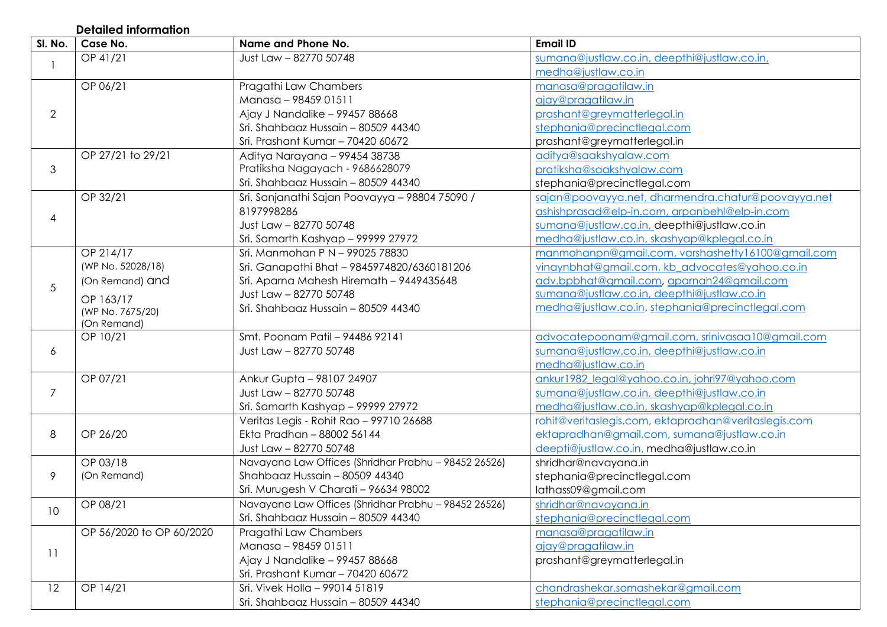**Detailed information**

| Sl. No. | Case No. | Name and Phone No. | Email ID |
|---|---|---|---|
| 1 | OP 41/21 | Just Law – 82770 50748 | sumana@justlaw.co.in, deepthi@justlaw.co.in, medha@justlaw.co.in |
| 2 | OP 06/21 | Pragathi Law Chambers<br>Manasa – 98459 01511<br>Ajay J Nandalike – 99457 88668<br>Sri. Shahbaaz Hussain – 80509 44340<br>Sri. Prashant Kumar – 70420 60672 | manasa@pragatilaw.in<br>ajay@pragatilaw.in<br>prashant@greymatterlegal.in<br>stephania@precinctlegal.com<br>prashant@greymatterlegal.in |
| 3 | OP 27/21 to 29/21 | Aditya Narayana – 99454 38738<br>Pratiksha Nagayach - 9686628079<br>Sri. Shahbaaz Hussain – 80509 44340 | aditya@saakshyalaw.com<br>pratiksha@saakshyalaw.com<br>stephania@precinctlegal.com |
| 4 | OP 32/21 | Sri. Sanjanathi Sajan Poovayya – 98804 75090 / 8197998286<br>Just Law – 82770 50748<br>Sri. Samarth Kashyap – 99999 27972 | sajan@poovayya.net, dharmendra.chatur@poovayya.net<br>ashishprasad@elp-in.com, arpanbehl@elp-in.com<br>sumana@justlaw.co.in, deepthi@justlaw.co.in<br>medha@justlaw.co.in, skashyap@kplegal.co.in |
| 5 | OP 214/17<br>(WP No. 52028/18)<br>(On Remand) and<br>OP 163/17<br>(WP No. 7675/20)<br>(On Remand) | Sri. Manmohan P N – 99025 78830<br>Sri. Ganapathi Bhat – 9845974820/6360181206<br>Sri. Aparna Mahesh Hiremath – 9449435648<br>Just Law – 82770 50748<br>Sri. Shahbaaz Hussain – 80509 44340 | manmohanpn@gmail.com, varshashetty16100@gmail.com<br>vinaynbhat@gmail.com, kb_advocates@yahoo.co.in<br>adv.bpbhat@gmail.com, aparnah24@gmail.com<br>sumana@justlaw.co.in, deepthi@justlaw.co.in<br>medha@justlaw.co.in, stephania@precinctlegal.com |
| 6 | OP 10/21 | Smt. Poonam Patil – 94486 92141<br>Just Law – 82770 50748 | advocatepoonam@gmail.com, srinivasaa10@gmail.com<br>sumana@justlaw.co.in, deepthi@justlaw.co.in<br>medha@justlaw.co.in |
| 7 | OP 07/21 | Ankur Gupta – 98107 24907<br>Just Law – 82770 50748<br>Sri. Samarth Kashyap – 99999 27972 | ankur1982_legal@yahoo.co.in, johri97@yahoo.com<br>sumana@justlaw.co.in, deepthi@justlaw.co.in<br>medha@justlaw.co.in, skashyap@kplegal.co.in |
| 8 | OP 26/20 | Veritas Legis - Rohit Rao – 99710 26688<br>Ekta Pradhan – 88002 56144<br>Just Law – 82770 50748 | rohit@veritaslegis.com, ektapradhan@veritaslegis.com<br>ektapradhan@gmail.com, sumana@justlaw.co.in<br>deepti@justlaw.co.in, medha@justlaw.co.in |
| 9 | OP 03/18<br>(On Remand) | Navayana Law Offices (Shridhar Prabhu – 98452 26526)<br>Shahbaaz Hussain – 80509 44340<br>Sri. Murugesh V Charati – 96634 98002 | shridhar@navayana.in<br>stephania@precinctlegal.com<br>lathass09@gmail.com |
| 10 | OP 08/21 | Navayana Law Offices (Shridhar Prabhu – 98452 26526)<br>Sri. Shahbaaz Hussain – 80509 44340 | shridhar@navayana.in<br>stephania@precinctlegal.com |
| 11 | OP 56/2020 to OP 60/2020 | Pragathi Law Chambers<br>Manasa – 98459 01511<br>Ajay J Nandalike – 99457 88668<br>Sri. Prashant Kumar – 70420 60672 | manasa@pragatilaw.in<br>ajay@pragatilaw.in<br>prashant@greymatterlegal.in |
| 12 | OP 14/21 | Sri. Vivek Holla – 99014 51819<br>Sri. Shahbaaz Hussain – 80509 44340 | chandrashekar.somashekar@gmail.com<br>stephania@precinctlegal.com |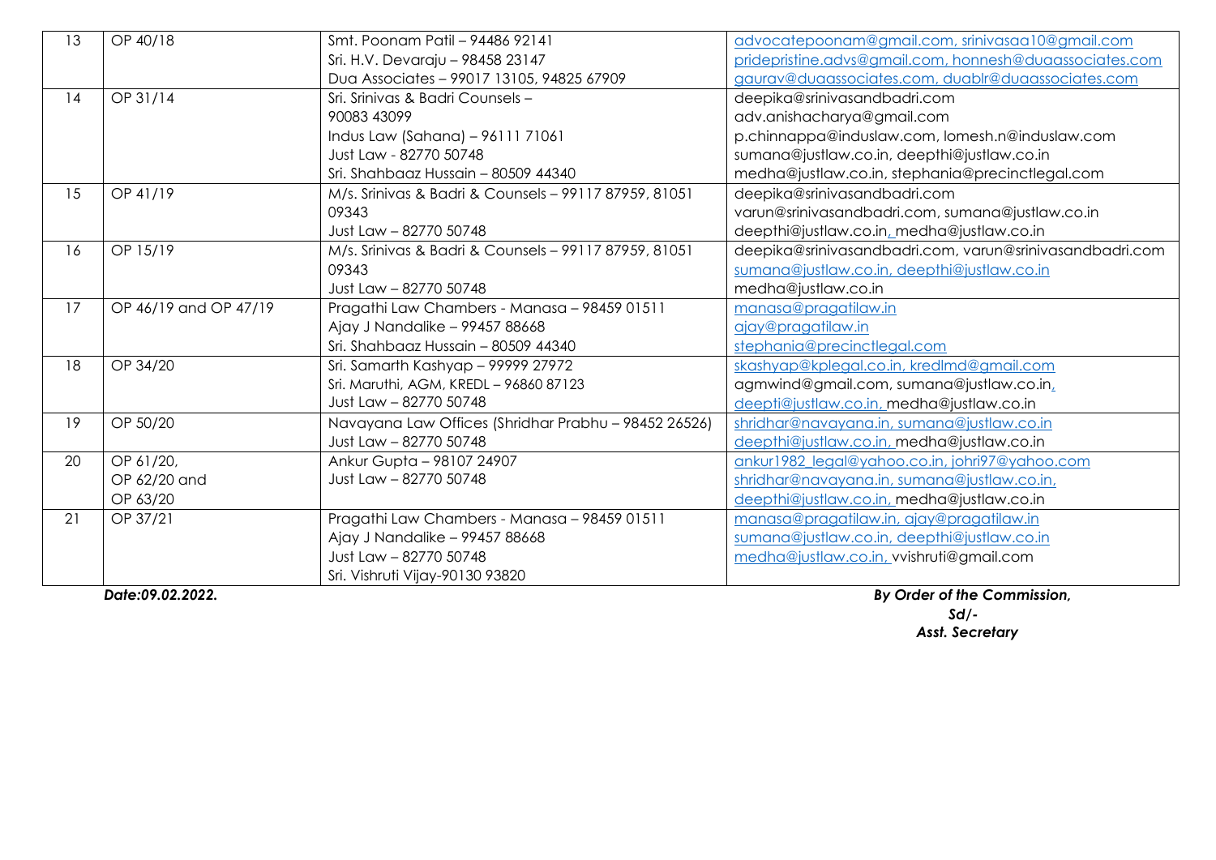| | | | |
|---|---|---|---|
| 13 | OP 40/18 | Smt. Poonam Patil – 94486 92141<br>Sri. H.V. Devaraju – 98458 23147<br>Dua Associates – 99017 13105, 94825 67909 | advocatepoonam@gmail.com, srinivasaa10@gmail.com<br>pridepristine.advs@gmail.com, honnesh@duaassociates.com<br>gaurav@duaassociates.com, duablr@duaassociates.com |
| 14 | OP 31/14 | Sri. Srinivas & Badri Counsels – 90083 43099<br>Indus Law (Sahana) – 96111 71061<br>Just Law - 82770 50748<br>Sri. Shahbaaz Hussain – 80509 44340 | deepika@srinivasandbadri.com<br>adv.anishacharya@gmail.com<br>p.chinnappa@induslaw.com, lomesh.n@induslaw.com<br>sumana@justlaw.co.in, deepthi@justlaw.co.in<br>medha@justlaw.co.in, stephania@precinctlegal.com |
| 15 | OP 41/19 | M/s. Srinivas & Badri & Counsels – 99117 87959, 81051 09343<br>Just Law – 82770 50748 | deepika@srinivasandbadri.com<br>varun@srinivasandbadri.com, sumana@justlaw.co.in<br>deepthi@justlaw.co.in, medha@justlaw.co.in |
| 16 | OP 15/19 | M/s. Srinivas & Badri & Counsels – 99117 87959, 81051 09343<br>Just Law – 82770 50748 | deepika@srinivasandbadri.com, varun@srinivasandbadri.com<br>sumana@justlaw.co.in, deepthi@justlaw.co.in<br>medha@justlaw.co.in |
| 17 | OP 46/19 and OP 47/19 | Pragathi Law Chambers - Manasa – 98459 01511<br>Ajay J Nandalike – 99457 88668<br>Sri. Shahbaaz Hussain – 80509 44340 | manasa@pragatilaw.in<br>ajay@pragatilaw.in<br>stephania@precinctlegal.com |
| 18 | OP 34/20 | Sri. Samarth Kashyap – 99999 27972<br>Sri. Maruthi, AGM, KREDL – 96860 87123<br>Just Law – 82770 50748 | skashyap@kplegal.co.in, kredlmd@gmail.com<br>agmwind@gmail.com, sumana@justlaw.co.in,<br>deepti@justlaw.co.in, medha@justlaw.co.in |
| 19 | OP 50/20 | Navayana Law Offices (Shridhar Prabhu – 98452 26526)<br>Just Law – 82770 50748 | shridhar@navayana.in, sumana@justlaw.co.in<br>deepthi@justlaw.co.in, medha@justlaw.co.in |
| 20 | OP 61/20,<br>OP 62/20 and<br>OP 63/20 | Ankur Gupta – 98107 24907<br>Just Law – 82770 50748 | ankur1982_legal@yahoo.co.in, johri97@yahoo.com<br>shridhar@navayana.in, sumana@justlaw.co.in,<br>deepthi@justlaw.co.in, medha@justlaw.co.in |
| 21 | OP 37/21 | Pragathi Law Chambers - Manasa – 98459 01511<br>Ajay J Nandalike – 99457 88668<br>Just Law – 82770 50748<br>Sri. Vishruti Vijay-90130 93820 | manasa@pragatilaw.in, ajay@pragatilaw.in<br>sumana@justlaw.co.in, deepthi@justlaw.co.in<br>medha@justlaw.co.in, vvishruti@gmail.com |

***Date:09.02.2022.***

***By Order of the Commission,***

***Sd/-***

***Asst. Secretary***